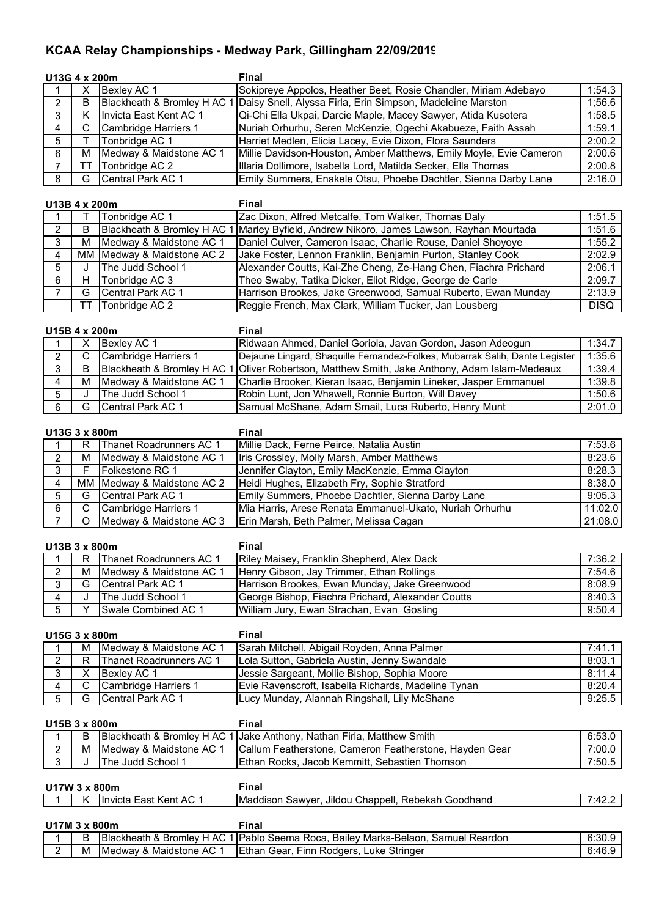# KCAA Relay Championships - Medway Park, Gillingham 22/09/2019

## U13G 4 x 200m — Final

| Pos | Bib | Team | Athletes | Time |
|---|---|---|---|---|
| 1 | X | Bexley AC 1 | Sokipreye Appolos, Heather Beet, Rosie Chandler, Miriam Adebayo | 1:54.3 |
| 2 | B | Blackheath & Bromley H AC 1 | Daisy Snell, Alyssa Firla, Erin Simpson, Madeleine Marston | 1;56.6 |
| 3 | K | Invicta East Kent AC 1 | Qi-Chi Ella Ukpai, Darcie Maple, Macey Sawyer, Atida Kusotera | 1:58.5 |
| 4 | C | Cambridge Harriers 1 | Nuriah Orhurhu, Seren McKenzie, Ogechi Akabueze, Faith Assah | 1:59.1 |
| 5 | T | Tonbridge AC 1 | Harriet Medlen, Elicia Lacey, Evie Dixon, Flora Saunders | 2:00.2 |
| 6 | M | Medway & Maidstone AC 1 | Millie Davidson-Houston, Amber Matthews, Emily Moyle, Evie Cameron | 2:00.6 |
| 7 | TT | Tonbridge AC 2 | Illaria Dollimore, Isabella Lord, Matilda Secker, Ella Thomas | 2:00.8 |
| 8 | G | Central Park AC 1 | Emily Summers, Enakele Otsu, Phoebe Dachtler, Sienna Darby Lane | 2:16.0 |

## U13B 4 x 200m — Final

| Pos | Bib | Team | Athletes | Time |
|---|---|---|---|---|
| 1 | T | Tonbridge AC 1 | Zac Dixon, Alfred Metcalfe, Tom Walker, Thomas Daly | 1:51.5 |
| 2 | B | Blackheath & Bromley H AC 1 | Marley Byfield, Andrew Nikoro, James Lawson, Rayhan Mourtada | 1:51.6 |
| 3 | M | Medway & Maidstone AC 1 | Daniel Culver, Cameron Isaac, Charlie Rouse, Daniel Shoyoye | 1:55.2 |
| 4 | MM | Medway & Maidstone AC 2 | Jake Foster, Lennon Franklin, Benjamin Purton, Stanley Cook | 2:02.9 |
| 5 | J | The Judd School 1 | Alexander Coutts, Kai-Zhe Cheng, Ze-Hang Chen, Fiachra Prichard | 2:06.1 |
| 6 | H | Tonbridge AC 3 | Theo Swaby, Tatika Dicker, Eliot Ridge, George de Carle | 2:09.7 |
| 7 | G | Central Park AC 1 | Harrison Brookes, Jake Greenwood, Samual Ruberto, Ewan Munday | 2:13.9 |
| | TT | Tonbridge AC 2 | Reggie French, Max Clark, William Tucker, Jan Lousberg | DISQ |

## U15B 4 x 200m — Final

| Pos | Bib | Team | Athletes | Time |
|---|---|---|---|---|
| 1 | X | Bexley AC 1 | Ridwaan Ahmed, Daniel Goriola, Javan Gordon, Jason Adeogun | 1:34.7 |
| 2 | C | Cambridge Harriers 1 | Dejaune Lingard, Shaquille Fernandez-Folkes, Mubarrak Salih, Dante Legister | 1:35.6 |
| 3 | B | Blackheath & Bromley H AC 1 | Oliver Robertson, Matthew Smith, Jake Anthony, Adam Islam-Medeaux | 1:39.4 |
| 4 | M | Medway & Maidstone AC 1 | Charlie Brooker, Kieran Isaac, Benjamin Lineker, Jasper Emmanuel | 1:39.8 |
| 5 | J | The Judd School 1 | Robin Lunt, Jon Whawell, Ronnie Burton, Will Davey | 1:50.6 |
| 6 | G | Central Park AC 1 | Samual McShane, Adam Smail, Luca Ruberto, Henry Munt | 2:01.0 |

## U13G 3 x 800m — Final

| Pos | Bib | Team | Athletes | Time |
|---|---|---|---|---|
| 1 | R | Thanet Roadrunners AC 1 | Millie Dack, Ferne Peirce, Natalia Austin | 7:53.6 |
| 2 | M | Medway & Maidstone AC 1 | Iris Crossley, Molly Marsh, Amber Matthews | 8:23.6 |
| 3 | F | Folkestone RC 1 | Jennifer Clayton, Emily MacKenzie, Emma Clayton | 8:28.3 |
| 4 | MM | Medway & Maidstone AC 2 | Heidi Hughes, Elizabeth Fry, Sophie Stratford | 8:38.0 |
| 5 | G | Central Park AC 1 | Emily Summers, Phoebe Dachtler, Sienna Darby Lane | 9:05.3 |
| 6 | C | Cambridge Harriers 1 | Mia Harris, Arese Renata Emmanuel-Ukato, Nuriah Orhurhu | 11:02.0 |
| 7 | O | Medway & Maidstone AC 3 | Erin Marsh, Beth Palmer, Melissa Cagan | 21:08.0 |

## U13B 3 x 800m — Final

| Pos | Bib | Team | Athletes | Time |
|---|---|---|---|---|
| 1 | R | Thanet Roadrunners AC 1 | Riley Maisey, Franklin Shepherd, Alex Dack | 7:36.2 |
| 2 | M | Medway & Maidstone AC 1 | Henry Gibson, Jay Trimmer, Ethan Rollings | 7:54.6 |
| 3 | G | Central Park AC 1 | Harrison Brookes, Ewan Munday, Jake Greenwood | 8:08.9 |
| 4 | J | The Judd School 1 | George Bishop, Fiachra Prichard, Alexander Coutts | 8:40.3 |
| 5 | Y | Swale Combined AC 1 | William Jury, Ewan Strachan, Evan Gosling | 9:50.4 |

## U15G 3 x 800m — Final

| Pos | Bib | Team | Athletes | Time |
|---|---|---|---|---|
| 1 | M | Medway & Maidstone AC 1 | Sarah Mitchell, Abigail Royden, Anna Palmer | 7:41.1 |
| 2 | R | Thanet Roadrunners AC 1 | Lola Sutton, Gabriela Austin, Jenny Swandale | 8:03.1 |
| 3 | X | Bexley AC 1 | Jessie Sargeant, Mollie Bishop, Sophia Moore | 8:11.4 |
| 4 | C | Cambridge Harriers 1 | Evie Ravenscroft, Isabella Richards, Madeline Tynan | 8:20.4 |
| 5 | G | Central Park AC 1 | Lucy Munday, Alannah Ringshall, Lily McShane | 9:25.5 |

## U15B 3 x 800m — Final

| Pos | Bib | Team | Athletes | Time |
|---|---|---|---|---|
| 1 | B | Blackheath & Bromley H AC 1 | Jake Anthony, Nathan Firla, Matthew Smith | 6:53.0 |
| 2 | M | Medway & Maidstone AC 1 | Callum Featherstone, Cameron Featherstone, Hayden Gear | 7:00.0 |
| 3 | J | The Judd School 1 | Ethan Rocks, Jacob Kemmitt, Sebastien Thomson | 7:50.5 |

## U17W 3 x 800m — Final

| Pos | Bib | Team | Athletes | Time |
|---|---|---|---|---|
| 1 | K | Invicta East Kent AC 1 | Maddison Sawyer, Jildou Chappell, Rebekah Goodhand | 7:42.2 |

## U17M 3 x 800m — Final

| Pos | Bib | Team | Athletes | Time |
|---|---|---|---|---|
| 1 | B | Blackheath & Bromley H AC 1 | Pablo Seema Roca, Bailey Marks-Belaon, Samuel Reardon | 6:30.9 |
| 2 | M | Medway & Maidstone AC 1 | Ethan Gear, Finn Rodgers, Luke Stringer | 6:46.9 |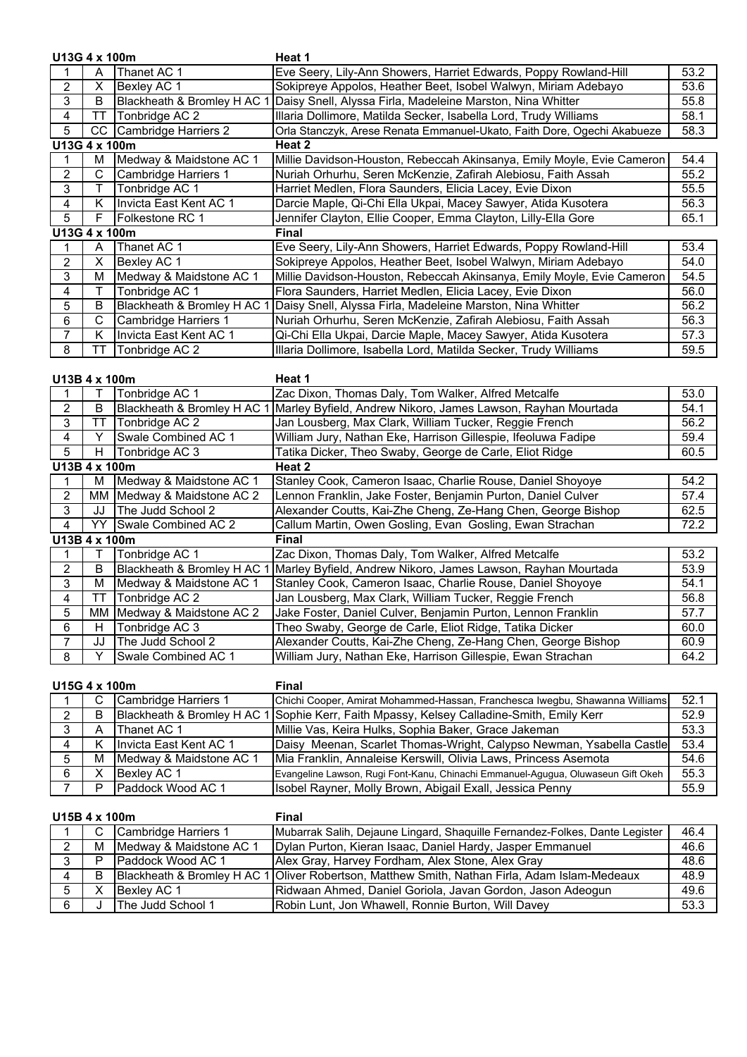| U13G 4 x 100m | | | Heat 1 | |
|---|---|---|---|---|
| 1 | A | Thanet AC 1 | Eve Seery, Lily-Ann Showers, Harriet Edwards, Poppy Rowland-Hill | 53.2 |
| 2 | X | Bexley AC 1 | Sokipreye Appolos, Heather Beet, Isobel Walwyn, Miriam Adebayo | 53.6 |
| 3 | B | Blackheath & Bromley H AC 1 | Daisy Snell, Alyssa Firla, Madeleine Marston, Nina Whitter | 55.8 |
| 4 | TT | Tonbridge AC 2 | Illaria Dollimore, Matilda Secker, Isabella Lord, Trudy Williams | 58.1 |
| 5 | CC | Cambridge Harriers 2 | Orla Stanczyk, Arese Renata Emmanuel-Ukato, Faith Dore, Ogechi Akabueze | 58.3 |
| **U13G 4 x 100m** | | | **Heat 2** | |
| 1 | M | Medway & Maidstone AC 1 | Millie Davidson-Houston, Rebeccah Akinsanya, Emily Moyle, Evie Cameron | 54.4 |
| 2 | C | Cambridge Harriers 1 | Nuriah Orhurhu, Seren McKenzie, Zafirah Alebiosu, Faith Assah | 55.2 |
| 3 | T | Tonbridge AC 1 | Harriet Medlen, Flora Saunders, Elicia Lacey, Evie Dixon | 55.5 |
| 4 | K | Invicta East Kent AC 1 | Darcie Maple, Qi-Chi Ella Ukpai, Macey Sawyer, Atida Kusotera | 56.3 |
| 5 | F | Folkestone RC 1 | Jennifer Clayton, Ellie Cooper, Emma Clayton, Lilly-Ella Gore | 65.1 |
| **U13G 4 x 100m** | | | **Final** | |
| 1 | A | Thanet AC 1 | Eve Seery, Lily-Ann Showers, Harriet Edwards, Poppy Rowland-Hill | 53.4 |
| 2 | X | Bexley AC 1 | Sokipreye Appolos, Heather Beet, Isobel Walwyn, Miriam Adebayo | 54.0 |
| 3 | M | Medway & Maidstone AC 1 | Millie Davidson-Houston, Rebeccah Akinsanya, Emily Moyle, Evie Cameron | 54.5 |
| 4 | T | Tonbridge AC 1 | Flora Saunders, Harriet Medlen, Elicia Lacey, Evie Dixon | 56.0 |
| 5 | B | Blackheath & Bromley H AC 1 | Daisy Snell, Alyssa Firla, Madeleine Marston, Nina Whitter | 56.2 |
| 6 | C | Cambridge Harriers 1 | Nuriah Orhurhu, Seren McKenzie, Zafirah Alebiosu, Faith Assah | 56.3 |
| 7 | K | Invicta East Kent AC 1 | Qi-Chi Ella Ukpai, Darcie Maple, Macey Sawyer, Atida Kusotera | 57.3 |
| 8 | TT | Tonbridge AC 2 | Illaria Dollimore, Isabella Lord, Matilda Secker, Trudy Williams | 59.5 |

| U13B 4 x 100m | | | Heat 1 | |
|---|---|---|---|---|
| 1 | T | Tonbridge AC 1 | Zac Dixon, Thomas Daly, Tom Walker, Alfred Metcalfe | 53.0 |
| 2 | B | Blackheath & Bromley H AC 1 | Marley Byfield, Andrew Nikoro, James Lawson, Rayhan Mourtada | 54.1 |
| 3 | TT | Tonbridge AC 2 | Jan Lousberg, Max Clark, William Tucker, Reggie French | 56.2 |
| 4 | Y | Swale Combined AC 1 | William Jury, Nathan Eke, Harrison Gillespie, Ifeoluwa Fadipe | 59.4 |
| 5 | H | Tonbridge AC 3 | Tatika Dicker, Theo Swaby, George de Carle, Eliot Ridge | 60.5 |
| **U13B 4 x 100m** | | | **Heat 2** | |
| 1 | M | Medway & Maidstone AC 1 | Stanley Cook, Cameron Isaac, Charlie Rouse, Daniel Shoyoye | 54.2 |
| 2 | MM | Medway & Maidstone AC 2 | Lennon Franklin, Jake Foster, Benjamin Purton, Daniel Culver | 57.4 |
| 3 | JJ | The Judd School 2 | Alexander Coutts, Kai-Zhe Cheng, Ze-Hang Chen, George Bishop | 62.5 |
| 4 | YY | Swale Combined AC 2 | Callum Martin, Owen Gosling, Evan Gosling, Ewan Strachan | 72.2 |
| **U13B 4 x 100m** | | | **Final** | |
| 1 | T | Tonbridge AC 1 | Zac Dixon, Thomas Daly, Tom Walker, Alfred Metcalfe | 53.2 |
| 2 | B | Blackheath & Bromley H AC 1 | Marley Byfield, Andrew Nikoro, James Lawson, Rayhan Mourtada | 53.9 |
| 3 | M | Medway & Maidstone AC 1 | Stanley Cook, Cameron Isaac, Charlie Rouse, Daniel Shoyoye | 54.1 |
| 4 | TT | Tonbridge AC 2 | Jan Lousberg, Max Clark, William Tucker, Reggie French | 56.8 |
| 5 | MM | Medway & Maidstone AC 2 | Jake Foster, Daniel Culver, Benjamin Purton, Lennon Franklin | 57.7 |
| 6 | H | Tonbridge AC 3 | Theo Swaby, George de Carle, Eliot Ridge, Tatika Dicker | 60.0 |
| 7 | JJ | The Judd School 2 | Alexander Coutts, Kai-Zhe Cheng, Ze-Hang Chen, George Bishop | 60.9 |
| 8 | Y | Swale Combined AC 1 | William Jury, Nathan Eke, Harrison Gillespie, Ewan Strachan | 64.2 |

| U15G 4 x 100m | | | Final | |
|---|---|---|---|---|
| 1 | C | Cambridge Harriers 1 | Chichi Cooper, Amirat Mohammed-Hassan, Franchesca Iwegbu, Shawanna Williams | 52.1 |
| 2 | B | Blackheath & Bromley H AC 1 | Sophie Kerr, Faith Mpassy, Kelsey Calladine-Smith, Emily Kerr | 52.9 |
| 3 | A | Thanet AC 1 | Millie Vas, Keira Hulks, Sophia Baker, Grace Jakeman | 53.3 |
| 4 | K | Invicta East Kent AC 1 | Daisy Meenan, Scarlet Thomas-Wright, Calypso Newman, Ysabella Castle | 53.4 |
| 5 | M | Medway & Maidstone AC 1 | Mia Franklin, Annaleise Kerswill, Olivia Laws, Princess Asemota | 54.6 |
| 6 | X | Bexley AC 1 | Evangeline Lawson, Rugi Font-Kanu, Chinachi Emmanuel-Agugua, Oluwaseun Gift Okeh | 55.3 |
| 7 | P | Paddock Wood AC 1 | Isobel Rayner, Molly Brown, Abigail Exall, Jessica Penny | 55.9 |

| U15B 4 x 100m | | | Final | |
|---|---|---|---|---|
| 1 | C | Cambridge Harriers 1 | Mubarrak Salih, Dejaune Lingard, Shaquille Fernandez-Folkes, Dante Legister | 46.4 |
| 2 | M | Medway & Maidstone AC 1 | Dylan Purton, Kieran Isaac, Daniel Hardy, Jasper Emmanuel | 46.6 |
| 3 | P | Paddock Wood AC 1 | Alex Gray, Harvey Fordham, Alex Stone, Alex Gray | 48.6 |
| 4 | B | Blackheath & Bromley H AC 1 | Oliver Robertson, Matthew Smith, Nathan Firla, Adam Islam-Medeaux | 48.9 |
| 5 | X | Bexley AC 1 | Ridwaan Ahmed, Daniel Goriola, Javan Gordon, Jason Adeogun | 49.6 |
| 6 | J | The Judd School 1 | Robin Lunt, Jon Whawell, Ronnie Burton, Will Davey | 53.3 |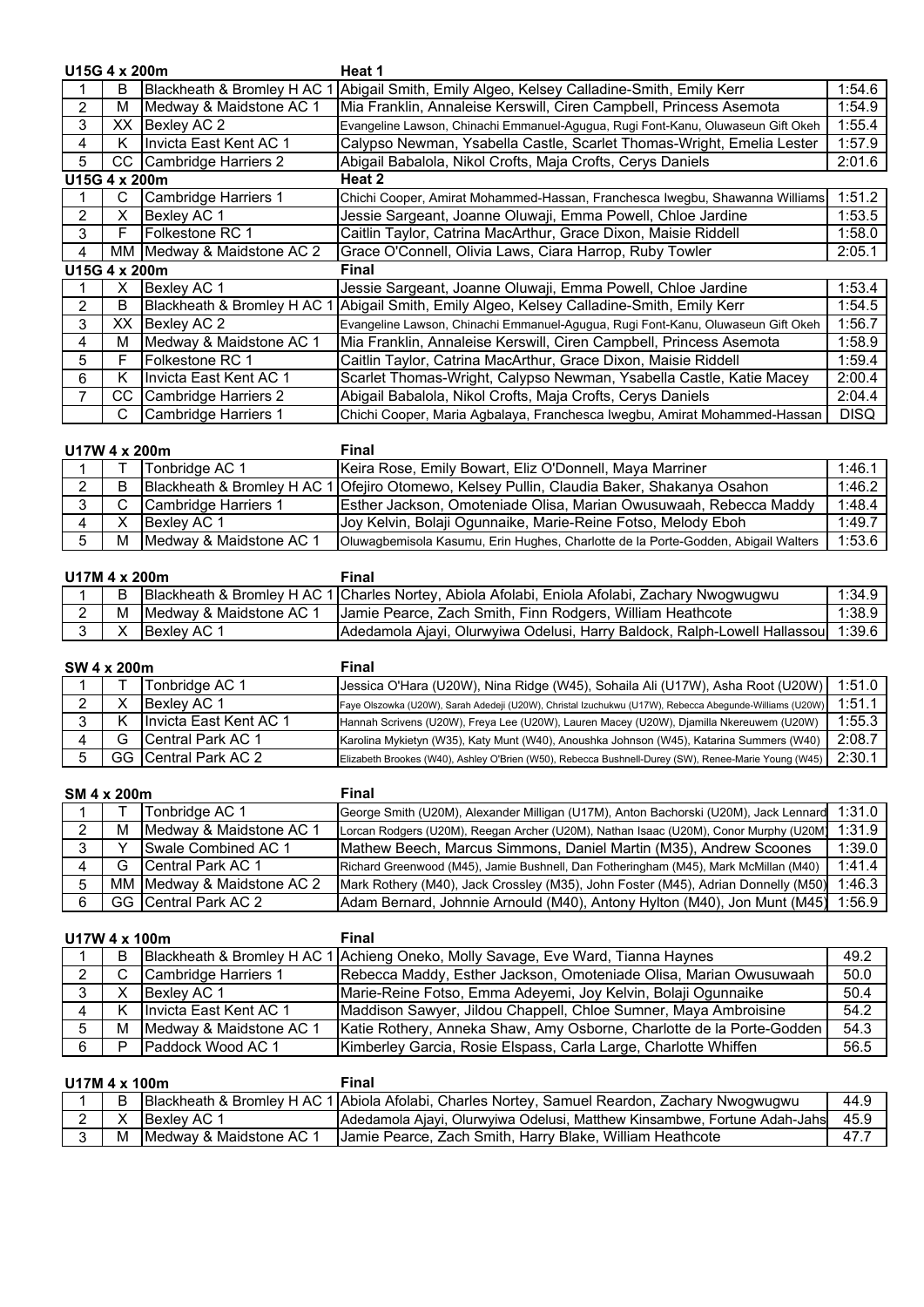### U15G 4 x 200m — Heat 1

| | | | | |
|---|---|---|---|---|
| 1 | B | Blackheath & Bromley H AC 1 | Abigail Smith, Emily Algeo, Kelsey Calladine-Smith, Emily Kerr | 1:54.6 |
| 2 | M | Medway & Maidstone AC 1 | Mia Franklin, Annaleise Kerswill, Ciren Campbell, Princess Asemota | 1:54.9 |
| 3 | XX | Bexley AC 2 | Evangeline Lawson, Chinachi Emmanuel-Agugua, Rugi Font-Kanu, Oluwaseun Gift Okeh | 1:55.4 |
| 4 | K | Invicta East Kent AC 1 | Calypso Newman, Ysabella Castle, Scarlet Thomas-Wright, Emelia Lester | 1:57.9 |
| 5 | CC | Cambridge Harriers 2 | Abigail Babalola, Nikol Crofts, Maja Crofts, Cerys Daniels | 2:01.6 |

### U15G 4 x 200m — Heat 2

| | | | | |
|---|---|---|---|---|
| 1 | C | Cambridge Harriers 1 | Chichi Cooper, Amirat Mohammed-Hassan, Franchesca Iwegbu, Shawanna Williams | 1:51.2 |
| 2 | X | Bexley AC 1 | Jessie Sargeant, Joanne Oluwaji, Emma Powell, Chloe Jardine | 1:53.5 |
| 3 | F | Folkestone RC 1 | Caitlin Taylor, Catrina MacArthur, Grace Dixon, Maisie Riddell | 1:58.0 |
| 4 | MM | Medway & Maidstone AC 2 | Grace O'Connell, Olivia Laws, Ciara Harrop, Ruby Towler | 2:05.1 |

### U15G 4 x 200m — Final

| | | | | |
|---|---|---|---|---|
| 1 | X | Bexley AC 1 | Jessie Sargeant, Joanne Oluwaji, Emma Powell, Chloe Jardine | 1:53.4 |
| 2 | B | Blackheath & Bromley H AC 1 | Abigail Smith, Emily Algeo, Kelsey Calladine-Smith, Emily Kerr | 1:54.5 |
| 3 | XX | Bexley AC 2 | Evangeline Lawson, Chinachi Emmanuel-Agugua, Rugi Font-Kanu, Oluwaseun Gift Okeh | 1:56.7 |
| 4 | M | Medway & Maidstone AC 1 | Mia Franklin, Annaleise Kerswill, Ciren Campbell, Princess Asemota | 1:58.9 |
| 5 | F | Folkestone RC 1 | Caitlin Taylor, Catrina MacArthur, Grace Dixon, Maisie Riddell | 1:59.4 |
| 6 | K | Invicta East Kent AC 1 | Scarlet Thomas-Wright, Calypso Newman, Ysabella Castle, Katie Macey | 2:00.4 |
| 7 | CC | Cambridge Harriers 2 | Abigail Babalola, Nikol Crofts, Maja Crofts, Cerys Daniels | 2:04.4 |
| | C | Cambridge Harriers 1 | Chichi Cooper, Maria Agbalaya, Franchesca Iwegbu, Amirat Mohammed-Hassan | DISQ |

### U17W 4 x 200m — Final

| | | | | |
|---|---|---|---|---|
| 1 | T | Tonbridge AC 1 | Keira Rose, Emily Bowart, Eliz O'Donnell, Maya Marriner | 1:46.1 |
| 2 | B | Blackheath & Bromley H AC 1 | Ofejiro Otomewo, Kelsey Pullin, Claudia Baker, Shakanya Osahon | 1:46.2 |
| 3 | C | Cambridge Harriers 1 | Esther Jackson, Omoteniade Olisa, Marian Owusuwaah, Rebecca Maddy | 1:48.4 |
| 4 | X | Bexley AC 1 | Joy Kelvin, Bolaji Ogunnaike, Marie-Reine Fotso, Melody Eboh | 1:49.7 |
| 5 | M | Medway & Maidstone AC 1 | Oluwagbemisola Kasumu, Erin Hughes, Charlotte de la Porte-Godden, Abigail Walters | 1:53.6 |

### U17M 4 x 200m — Final

| | | | | |
|---|---|---|---|---|
| 1 | B | Blackheath & Bromley H AC 1 | Charles Nortey, Abiola Afolabi, Eniola Afolabi, Zachary Nwogwugwu | 1:34.9 |
| 2 | M | Medway & Maidstone AC 1 | Jamie Pearce, Zach Smith, Finn Rodgers, William Heathcote | 1:38.9 |
| 3 | X | Bexley AC 1 | Adedamola Ajayi, Olurwyiwa Odelusi, Harry Baldock, Ralph-Lowell Hallassou | 1:39.6 |

### SW 4 x 200m — Final

| | | | | |
|---|---|---|---|---|
| 1 | T | Tonbridge AC 1 | Jessica O'Hara (U20W), Nina Ridge (W45), Sohaila Ali (U17W), Asha Root (U20W) | 1:51.0 |
| 2 | X | Bexley AC 1 | Faye Olszowka (U20W), Sarah Adedeji (U20W), Christal Izuchukwu (U17W), Rebecca Abegunde-Williams (U20W) | 1:51.1 |
| 3 | K | Invicta East Kent AC 1 | Hannah Scrivens (U20W), Freya Lee (U20W), Lauren Macey (U20W), Djamilla Nkereuwem (U20W) | 1:55.3 |
| 4 | G | Central Park AC 1 | Karolina Mykietyn (W35), Katy Munt (W40), Anoushka Johnson (W45), Katarina Summers (W40) | 2:08.7 |
| 5 | GG | Central Park AC 2 | Elizabeth Brookes (W40), Ashley O'Brien (W50), Rebecca Bushnell-Durey (SW), Renee-Marie Young (W45) | 2:30.1 |

### SM 4 x 200m — Final

| | | | | |
|---|---|---|---|---|
| 1 | T | Tonbridge AC 1 | George Smith (U20M), Alexander Milligan (U17M), Anton Bachorski (U20M), Jack Lennard | 1:31.0 |
| 2 | M | Medway & Maidstone AC 1 | Lorcan Rodgers (U20M), Reegan Archer (U20M), Nathan Isaac (U20M), Conor Murphy (U20M) | 1:31.9 |
| 3 | Y | Swale Combined AC 1 | Mathew Beech, Marcus Simmons, Daniel Martin (M35), Andrew Scoones | 1:39.0 |
| 4 | G | Central Park AC 1 | Richard Greenwood (M45), Jamie Bushnell, Dan Fotheringham (M45), Mark McMillan (M40) | 1:41.4 |
| 5 | MM | Medway & Maidstone AC 2 | Mark Rothery (M40), Jack Crossley (M35), John Foster (M45), Adrian Donnelly (M50) | 1:46.3 |
| 6 | GG | Central Park AC 2 | Adam Bernard, Johnnie Arnould (M40), Antony Hylton (M40), Jon Munt (M45) | 1:56.9 |

### U17W 4 x 100m — Final

| | | | | |
|---|---|---|---|---|
| 1 | B | Blackheath & Bromley H AC 1 | Achieng Oneko, Molly Savage, Eve Ward, Tianna Haynes | 49.2 |
| 2 | C | Cambridge Harriers 1 | Rebecca Maddy, Esther Jackson, Omoteniade Olisa, Marian Owusuwaah | 50.0 |
| 3 | X | Bexley AC 1 | Marie-Reine Fotso, Emma Adeyemi, Joy Kelvin, Bolaji Ogunnaike | 50.4 |
| 4 | K | Invicta East Kent AC 1 | Maddison Sawyer, Jildou Chappell, Chloe Sumner, Maya Ambroisine | 54.2 |
| 5 | M | Medway & Maidstone AC 1 | Katie Rothery, Anneka Shaw, Amy Osborne, Charlotte de la Porte-Godden | 54.3 |
| 6 | P | Paddock Wood AC 1 | Kimberley Garcia, Rosie Elspass, Carla Large, Charlotte Whiffen | 56.5 |

### U17M 4 x 100m — Final

| | | | | |
|---|---|---|---|---|
| 1 | B | Blackheath & Bromley H AC 1 | Abiola Afolabi, Charles Nortey, Samuel Reardon, Zachary Nwogwugwu | 44.9 |
| 2 | X | Bexley AC 1 | Adedamola Ajayi, Olurwyiwa Odelusi, Matthew Kinsambwe, Fortune Adah-Jahs | 45.9 |
| 3 | M | Medway & Maidstone AC 1 | Jamie Pearce, Zach Smith, Harry Blake, William Heathcote | 47.7 |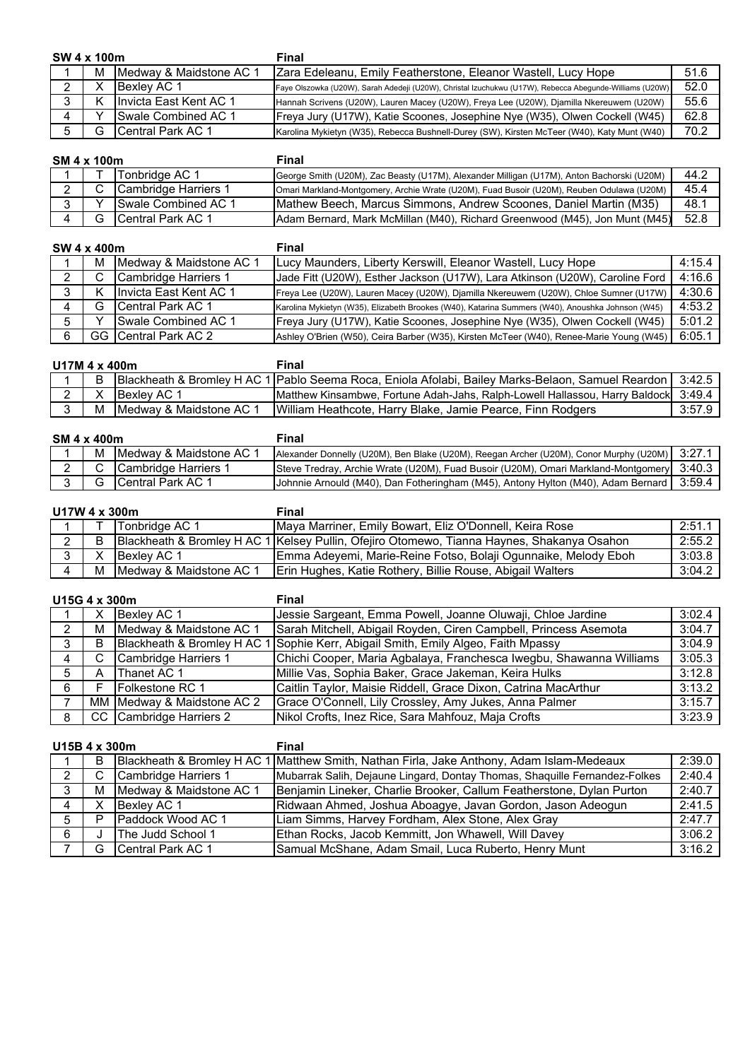**SW 4 x 100m** **Final**

| | | | | |
|---|---|---|---|---|
| 1 | M | Medway & Maidstone AC 1 | Zara Edeleanu, Emily Featherstone, Eleanor Wastell, Lucy Hope | 51.6 |
| 2 | X | Bexley AC 1 | Faye Olszowka (U20W), Sarah Adedeji (U20W), Christal Izuchukwu (U17W), Rebecca Abegunde-Williams (U20W) | 52.0 |
| 3 | K | Invicta East Kent AC 1 | Hannah Scrivens (U20W), Lauren Macey (U20W), Freya Lee (U20W), Djamilla Nkereuwem (U20W) | 55.6 |
| 4 | Y | Swale Combined AC 1 | Freya Jury (U17W), Katie Scoones, Josephine Nye (W35), Olwen Cockell (W45) | 62.8 |
| 5 | G | Central Park AC 1 | Karolina Mykietyn (W35), Rebecca Bushnell-Durey (SW), Kirsten McTeer (W40), Katy Munt (W40) | 70.2 |

**SM 4 x 100m** **Final**

| | | | | |
|---|---|---|---|---|
| 1 | T | Tonbridge AC 1 | George Smith (U20M), Zac Beasty (U17M), Alexander Milligan (U17M), Anton Bachorski (U20M) | 44.2 |
| 2 | C | Cambridge Harriers 1 | Omari Markland-Montgomery, Archie Wrate (U20M), Fuad Busoir (U20M), Reuben Odulawa (U20M) | 45.4 |
| 3 | Y | Swale Combined AC 1 | Mathew Beech, Marcus Simmons, Andrew Scoones, Daniel Martin (M35) | 48.1 |
| 4 | G | Central Park AC 1 | Adam Bernard, Mark McMillan (M40), Richard Greenwood (M45), Jon Munt (M45) | 52.8 |

**SW 4 x 400m** **Final**

| | | | | |
|---|---|---|---|---|
| 1 | M | Medway & Maidstone AC 1 | Lucy Maunders, Liberty Kerswill, Eleanor Wastell, Lucy Hope | 4:15.4 |
| 2 | C | Cambridge Harriers 1 | Jade Fitt (U20W), Esther Jackson (U17W), Lara Atkinson (U20W), Caroline Ford | 4:16.6 |
| 3 | K | Invicta East Kent AC 1 | Freya Lee (U20W), Lauren Macey (U20W), Djamilla Nkereuwem (U20W), Chloe Sumner (U17W) | 4:30.6 |
| 4 | G | Central Park AC 1 | Karolina Mykietyn (W35), Elizabeth Brookes (W40), Katarina Summers (W40), Anoushka Johnson (W45) | 4:53.2 |
| 5 | Y | Swale Combined AC 1 | Freya Jury (U17W), Katie Scoones, Josephine Nye (W35), Olwen Cockell (W45) | 5:01.2 |
| 6 | GG | Central Park AC 2 | Ashley O'Brien (W50), Ceira Barber (W35), Kirsten McTeer (W40), Renee-Marie Young (W45) | 6:05.1 |

**U17M 4 x 400m** **Final**

| | | | | |
|---|---|---|---|---|
| 1 | B | Blackheath & Bromley H AC 1 | Pablo Seema Roca, Eniola Afolabi, Bailey Marks-Belaon, Samuel Reardon | 3:42.5 |
| 2 | X | Bexley AC 1 | Matthew Kinsambwe, Fortune Adah-Jahs, Ralph-Lowell Hallassou, Harry Baldock | 3:49.4 |
| 3 | M | Medway & Maidstone AC 1 | William Heathcote, Harry Blake, Jamie Pearce, Finn Rodgers | 3:57.9 |

**SM 4 x 400m** **Final**

| | | | | |
|---|---|---|---|---|
| 1 | M | Medway & Maidstone AC 1 | Alexander Donnelly (U20M), Ben Blake (U20M), Reegan Archer (U20M), Conor Murphy (U20M) | 3:27.1 |
| 2 | C | Cambridge Harriers 1 | Steve Tredray, Archie Wrate (U20M), Fuad Busoir (U20M), Omari Markland-Montgomery | 3:40.3 |
| 3 | G | Central Park AC 1 | Johnnie Arnould (M40), Dan Fotheringham (M45), Antony Hylton (M40), Adam Bernard | 3:59.4 |

**U17W 4 x 300m** **Final**

| | | | | |
|---|---|---|---|---|
| 1 | T | Tonbridge AC 1 | Maya Marriner, Emily Bowart, Eliz O'Donnell, Keira Rose | 2:51.1 |
| 2 | B | Blackheath & Bromley H AC 1 | Kelsey Pullin, Ofejiro Otomewo, Tianna Haynes, Shakanya Osahon | 2:55.2 |
| 3 | X | Bexley AC 1 | Emma Adeyemi, Marie-Reine Fotso, Bolaji Ogunnaike, Melody Eboh | 3:03.8 |
| 4 | M | Medway & Maidstone AC 1 | Erin Hughes, Katie Rothery, Billie Rouse, Abigail Walters | 3:04.2 |

**U15G 4 x 300m** **Final**

| | | | | |
|---|---|---|---|---|
| 1 | X | Bexley AC 1 | Jessie Sargeant, Emma Powell, Joanne Oluwaji, Chloe Jardine | 3:02.4 |
| 2 | M | Medway & Maidstone AC 1 | Sarah Mitchell, Abigail Royden, Ciren Campbell, Princess Asemota | 3:04.7 |
| 3 | B | Blackheath & Bromley H AC 1 | Sophie Kerr, Abigail Smith, Emily Algeo, Faith Mpassy | 3:04.9 |
| 4 | C | Cambridge Harriers 1 | Chichi Cooper, Maria Agbalaya, Franchesca Iwegbu, Shawanna Williams | 3:05.3 |
| 5 | A | Thanet AC 1 | Millie Vas, Sophia Baker, Grace Jakeman, Keira Hulks | 3:12.8 |
| 6 | F | Folkestone RC 1 | Caitlin Taylor, Maisie Riddell, Grace Dixon, Catrina MacArthur | 3:13.2 |
| 7 | MM | Medway & Maidstone AC 2 | Grace O'Connell, Lily Crossley, Amy Jukes, Anna Palmer | 3:15.7 |
| 8 | CC | Cambridge Harriers 2 | Nikol Crofts, Inez Rice, Sara Mahfouz, Maja Crofts | 3:23.9 |

**U15B 4 x 300m** **Final**

| | | | | |
|---|---|---|---|---|
| 1 | B | Blackheath & Bromley H AC 1 | Matthew Smith, Nathan Firla, Jake Anthony, Adam Islam-Medeaux | 2:39.0 |
| 2 | C | Cambridge Harriers 1 | Mubarrak Salih, Dejaune Lingard, Dontay Thomas, Shaquille Fernandez-Folkes | 2:40.4 |
| 3 | M | Medway & Maidstone AC 1 | Benjamin Lineker, Charlie Brooker, Callum Featherstone, Dylan Purton | 2:40.7 |
| 4 | X | Bexley AC 1 | Ridwaan Ahmed, Joshua Aboagye, Javan Gordon, Jason Adeogun | 2:41.5 |
| 5 | P | Paddock Wood AC 1 | Liam Simms, Harvey Fordham, Alex Stone, Alex Gray | 2:47.7 |
| 6 | J | The Judd School 1 | Ethan Rocks, Jacob Kemmitt, Jon Whawell, Will Davey | 3:06.2 |
| 7 | G | Central Park AC 1 | Samual McShane, Adam Smail, Luca Ruberto, Henry Munt | 3:16.2 |